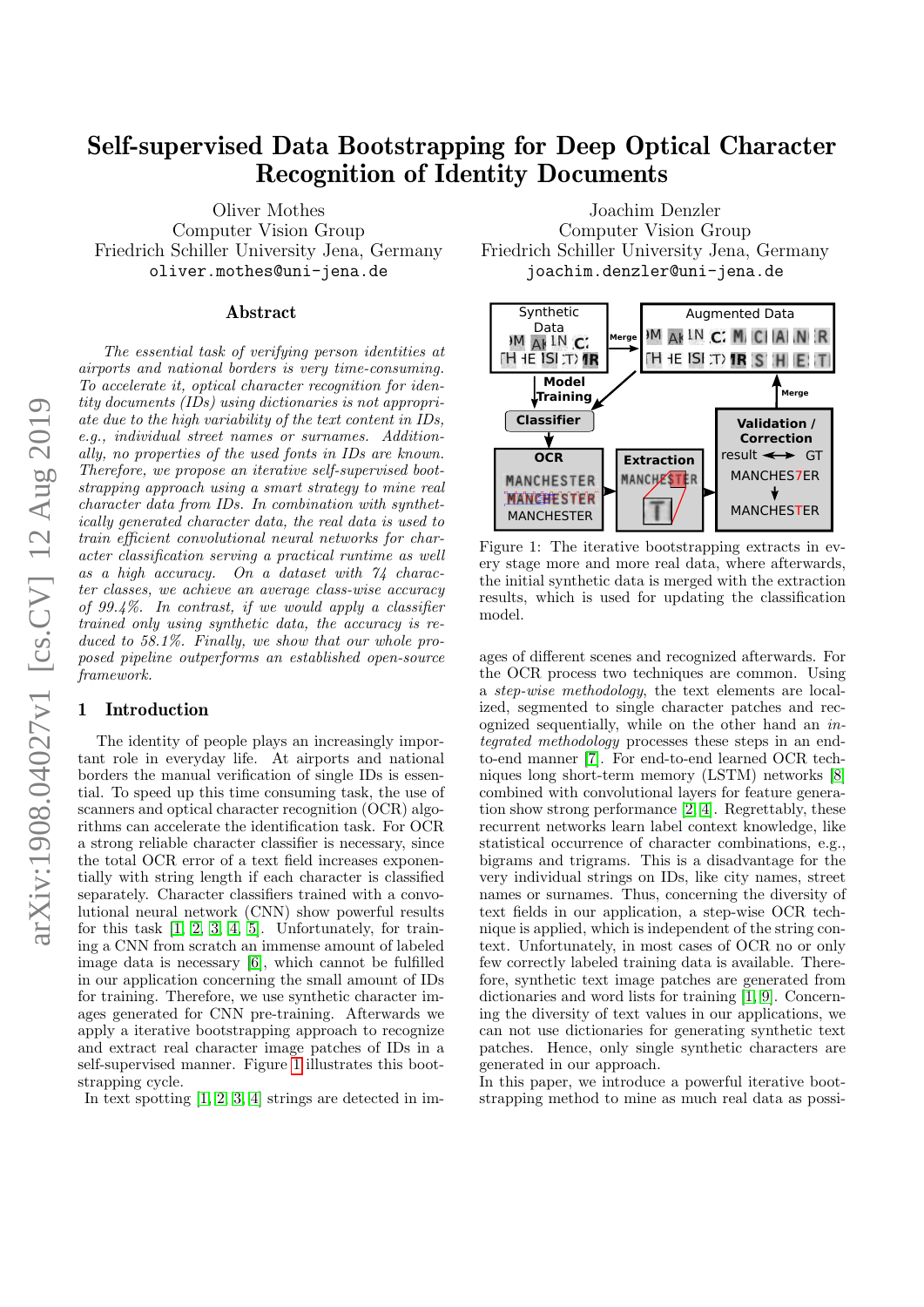# Self-supervised Data Bootstrapping for Deep Optical Character Recognition of Identity Documents

Oliver Mothes
Computer Vision Group
Friedrich Schiller University Jena, Germany
oliver.mothes@uni-jena.de

Joachim Denzler
Computer Vision Group
Friedrich Schiller University Jena, Germany
joachim.denzler@uni-jena.de

## Abstract

*The essential task of verifying person identities at airports and national borders is very time-consuming. To accelerate it, optical character recognition for identity documents (IDs) using dictionaries is not appropriate due to the high variability of the text content in IDs, e.g., individual street names or surnames. Additionally, no properties of the used fonts in IDs are known. Therefore, we propose an iterative self-supervised bootstrapping approach using a smart strategy to mine real character data from IDs. In combination with synthetically generated character data, the real data is used to train efficient convolutional neural networks for character classification serving a practical runtime as well as a high accuracy. On a dataset with 74 character classes, we achieve an average class-wise accuracy of 99.4%. In contrast, if we would apply a classifier trained only using synthetic data, the accuracy is reduced to 58.1%. Finally, we show that our whole proposed pipeline outperforms an established open-source framework.*

## 1 Introduction

The identity of people plays an increasingly important role in everyday life. At airports and national borders the manual verification of single IDs is essential. To speed up this time consuming task, the use of scanners and optical character recognition (OCR) algorithms can accelerate the identification task. For OCR a strong reliable character classifier is necessary, since the total OCR error of a text field increases exponentially with string length if each character is classified separately. Character classifiers trained with a convolutional neural network (CNN) show powerful results for this task [1, 2, 3, 4, 5]. Unfortunately, for training a CNN from scratch an immense amount of labeled image data is necessary [6], which cannot be fulfilled in our application concerning the small amount of IDs for training. Therefore, we use synthetic character images generated for CNN pre-training. Afterwards we apply a iterative bootstrapping approach to recognize and extract real character image patches of IDs in a self-supervised manner. Figure 1 illustrates this bootstrapping cycle.

In text spotting [1, 2, 3, 4] strings are detected in images of different scenes and recognized afterwards. For the OCR process two techniques are common. Using a *step-wise methodology*, the text elements are localized, segmented to single character patches and recognized sequentially, while on the other hand an *integrated methodology* processes these steps in an end-to-end manner [7]. For end-to-end learned OCR techniques long short-term memory (LSTM) networks [8] combined with convolutional layers for feature generation show strong performance [2, 4]. Regrettably, these recurrent networks learn label context knowledge, like statistical occurrence of character combinations, e.g., bigrams and trigrams. This is a disadvantage for the very individual strings on IDs, like city names, street names or surnames. Thus, concerning the diversity of text fields in our application, a step-wise OCR technique is applied, which is independent of the string context. Unfortunately, in most cases of OCR no or only few correctly labeled training data is available. Therefore, synthetic text image patches are generated from dictionaries and word lists for training [1, 9]. Concerning the diversity of text values in our applications, we can not use dictionaries for generating synthetic text patches. Hence, only single synthetic characters are generated in our approach.

Figure 1: The iterative bootstrapping extracts in every stage more and more real data, where afterwards, the initial synthetic data is merged with the extraction results, which is used for updating the classification model.

In this paper, we introduce a powerful iterative bootstrapping method to mine as much real data as possi-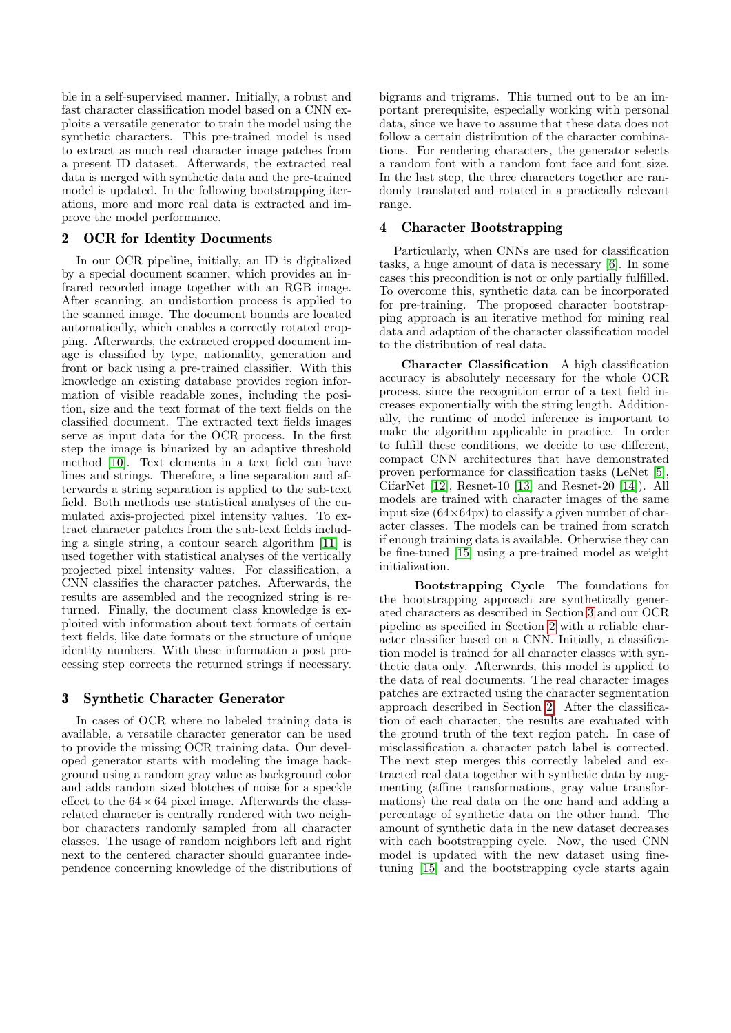ble in a self-supervised manner. Initially, a robust and fast character classification model based on a CNN exploits a versatile generator to train the model using the synthetic characters. This pre-trained model is used to extract as much real character image patches from a present ID dataset. Afterwards, the extracted real data is merged with synthetic data and the pre-trained model is updated. In the following bootstrapping iterations, more and more real data is extracted and improve the model performance.

## 2 OCR for Identity Documents

In our OCR pipeline, initially, an ID is digitalized by a special document scanner, which provides an infrared recorded image together with an RGB image. After scanning, an undistortion process is applied to the scanned image. The document bounds are located automatically, which enables a correctly rotated cropping. Afterwards, the extracted cropped document image is classified by type, nationality, generation and front or back using a pre-trained classifier. With this knowledge an existing database provides region information of visible readable zones, including the position, size and the text format of the text fields on the classified document. The extracted text fields images serve as input data for the OCR process. In the first step the image is binarized by an adaptive threshold method [10]. Text elements in a text field can have lines and strings. Therefore, a line separation and afterwards a string separation is applied to the sub-text field. Both methods use statistical analyses of the cumulated axis-projected pixel intensity values. To extract character patches from the sub-text fields including a single string, a contour search algorithm [11] is used together with statistical analyses of the vertically projected pixel intensity values. For classification, a CNN classifies the character patches. Afterwards, the results are assembled and the recognized string is returned. Finally, the document class knowledge is exploited with information about text formats of certain text fields, like date formats or the structure of unique identity numbers. With these information a post processing step corrects the returned strings if necessary.

## 3 Synthetic Character Generator

In cases of OCR where no labeled training data is available, a versatile character generator can be used to provide the missing OCR training data. Our developed generator starts with modeling the image background using a random gray value as background color and adds random sized blotches of noise for a speckle effect to the $64 \times 64$ pixel image. Afterwards the class-related character is centrally rendered with two neighbor characters randomly sampled from all character classes. The usage of random neighbors left and right next to the centered character should guarantee independence concerning knowledge of the distributions of bigrams and trigrams. This turned out to be an important prerequisite, especially working with personal data, since we have to assume that these data does not follow a certain distribution of the character combinations. For rendering characters, the generator selects a random font with a random font face and font size. In the last step, the three characters together are randomly translated and rotated in a practically relevant range.

## 4 Character Bootstrapping

Particularly, when CNNs are used for classification tasks, a huge amount of data is necessary [6]. In some cases this precondition is not or only partially fulfilled. To overcome this, synthetic data can be incorporated for pre-training. The proposed character bootstrapping approach is an iterative method for mining real data and adaption of the character classification model to the distribution of real data.

**Character Classification** A high classification accuracy is absolutely necessary for the whole OCR process, since the recognition error of a text field increases exponentially with the string length. Additionally, the runtime of model inference is important to make the algorithm applicable in practice. In order to fulfill this conditions, we decide to use different, compact CNN architectures that have demonstrated proven performance for classification tasks (LeNet [5], CifarNet [12], Resnet-10 [13] and Resnet-20 [14]). All models are trained with character images of the same input size (64×64px) to classify a given number of character classes. The models can be trained from scratch if enough training data is available. Otherwise they can be fine-tuned [15] using a pre-trained model as weight initialization.

**Bootstrapping Cycle** The foundations for the bootstrapping approach are synthetically generated characters as described in Section 3 and our OCR pipeline as specified in Section 2 with a reliable character classifier based on a CNN. Initially, a classification model is trained for all character classes with synthetic data only. Afterwards, this model is applied to the data of real documents. The real character images patches are extracted using the character segmentation approach described in Section 2. After the classification of each character, the results are evaluated with the ground truth of the text region patch. In case of misclassification a character patch label is corrected. The next step merges this correctly labeled and extracted real data together with synthetic data by augmenting (affine transformations, gray value transformations) the real data on the one hand and adding a percentage of synthetic data on the other hand. The amount of synthetic data in the new dataset decreases with each bootstrapping cycle. Now, the used CNN model is updated with the new dataset using fine-tuning [15] and the bootstrapping cycle starts again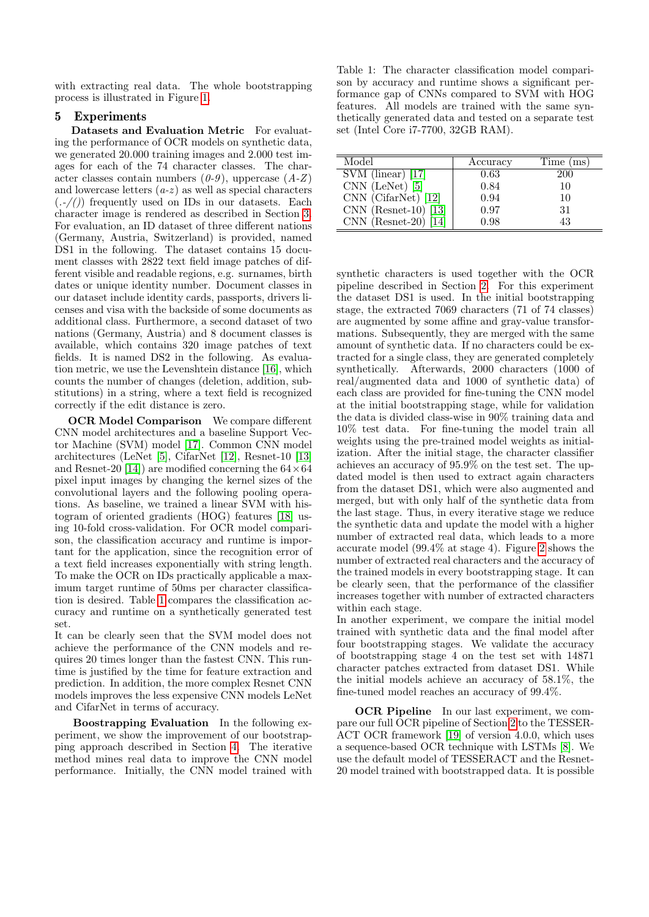with extracting real data. The whole bootstrapping process is illustrated in Figure 1.

## 5 Experiments

**Datasets and Evaluation Metric** For evaluating the performance of OCR models on synthetic data, we generated 20.000 training images and 2.000 test images for each of the 74 character classes. The character classes contain numbers (*0-9*), uppercase (*A-Z*) and lowercase letters (*a-z*) as well as special characters (*.-/()*) frequently used on IDs in our datasets. Each character image is rendered as described in Section 3. For evaluation, an ID dataset of three different nations (Germany, Austria, Switzerland) is provided, named DS1 in the following. The dataset contains 15 document classes with 2822 text field image patches of different visible and readable regions, e.g. surnames, birth dates or unique identity number. Document classes in our dataset include identity cards, passports, drivers licenses and visa with the backside of some documents as additional class. Furthermore, a second dataset of two nations (Germany, Austria) and 8 document classes is available, which contains 320 image patches of text fields. It is named DS2 in the following. As evaluation metric, we use the Levenshtein distance [16], which counts the number of changes (deletion, addition, substitutions) in a string, where a text field is recognized correctly if the edit distance is zero.

**OCR Model Comparison** We compare different CNN model architectures and a baseline Support Vector Machine (SVM) model [17]. Common CNN model architectures (LeNet [5], CifarNet [12], Resnet-10 [13] and Resnet-20 [14]) are modified concerning the $64 \times 64$ pixel input images by changing the kernel sizes of the convolutional layers and the following pooling operations. As baseline, we trained a linear SVM with histogram of oriented gradients (HOG) features [18] using 10-fold cross-validation. For OCR model comparison, the classification accuracy and runtime is important for the application, since the recognition error of a text field increases exponentially with string length. To make the OCR on IDs practically applicable a maximum target runtime of 50ms per character classification is desired. Table 1 compares the classification accuracy and runtime on a synthetically generated test set.

It can be clearly seen that the SVM model does not achieve the performance of the CNN models and requires 20 times longer than the fastest CNN. This runtime is justified by the time for feature extraction and prediction. In addition, the more complex Resnet CNN models improves the less expensive CNN models LeNet and CifarNet in terms of accuracy.

**Boostrapping Evaluation** In the following experiment, we show the improvement of our bootstrapping approach described in Section 4. The iterative method mines real data to improve the CNN model performance. Initially, the CNN model trained with synthetic characters is used together with the OCR pipeline described in Section 2. For this experiment the dataset DS1 is used. In the initial bootstrapping stage, the extracted 7069 characters (71 of 74 classes) are augmented by some affine and gray-value transformations. Subsequently, they are merged with the same amount of synthetic data. If no characters could be extracted for a single class, they are generated completely synthetically. Afterwards, 2000 characters (1000 of real/augmented data and 1000 of synthetic data) of each class are provided for fine-tuning the CNN model at the initial bootstrapping stage, while for validation the data is divided class-wise in 90% training data and 10% test data. For fine-tuning the model train all weights using the pre-trained model weights as initialization. After the initial stage, the character classifier achieves an accuracy of 95.9% on the test set. The updated model is then used to extract again characters from the dataset DS1, which were also augmented and merged, but with only half of the synthetic data from the last stage. Thus, in every iterative stage we reduce the synthetic data and update the model with a higher number of extracted real data, which leads to a more accurate model (99.4% at stage 4). Figure 2 shows the number of extracted real characters and the accuracy of the trained models in every bootstrapping stage. It can be clearly seen, that the performance of the classifier increases together with number of extracted characters within each stage.

In another experiment, we compare the initial model trained with synthetic data and the final model after four bootstrapping stages. We validate the accuracy of bootstrapping stage 4 on the test set with 14871 character patches extracted from dataset DS1. While the initial models achieve an accuracy of 58.1%, the fine-tuned model reaches an accuracy of 99.4%.

Table 1: The character classification model comparison by accuracy and runtime shows a significant performance gap of CNNs compared to SVM with HOG features. All models are trained with the same synthetically generated data and tested on a separate test set (Intel Core i7-7700, 32GB RAM).

| Model | Accuracy | Time (ms) |
|---|---|---|
| SVM (linear) [17] | 0.63 | 200 |
| CNN (LeNet) [5] | 0.84 | 10 |
| CNN (CifarNet) [12] | 0.94 | 10 |
| CNN (Resnet-10) [13] | 0.97 | 31 |
| CNN (Resnet-20) [14] | 0.98 | 43 |

**OCR Pipeline** In our last experiment, we compare our full OCR pipeline of Section 2 to the TESSERACT OCR framework [19] of version 4.0.0, which uses a sequence-based OCR technique with LSTMs [8]. We use the default model of TESSERACT and the Resnet-20 model trained with bootstrapped data. It is possible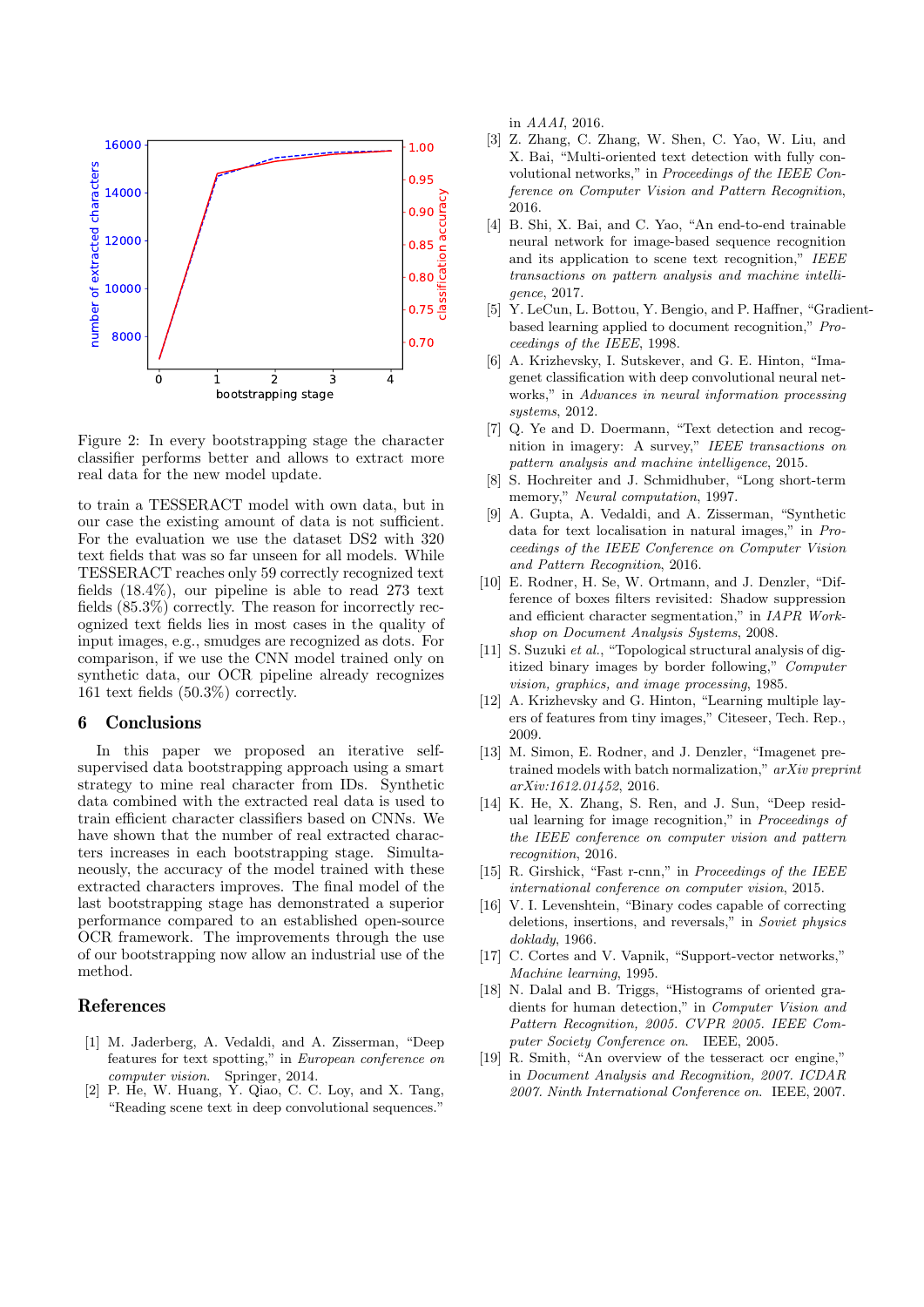16000
14000
12000
10000
8000
number of extracted characters
1.00
0.95
0.90
0.85
0.80
0.75
0.70
classification accuracy
0 1 2 3 4
bootstrapping stage

Figure 2: In every bootstrapping stage the character classifier performs better and allows to extract more real data for the new model update.

to train a TESSERACT model with own data, but in our case the existing amount of data is not sufficient. For the evaluation we use the dataset DS2 with 320 text fields that was so far unseen for all models. While TESSERACT reaches only 59 correctly recognized text fields (18.4%), our pipeline is able to read 273 text fields (85.3%) correctly. The reason for incorrectly recognized text fields lies in most cases in the quality of input images, e.g., smudges are recognized as dots. For comparison, if we use the CNN model trained only on synthetic data, our OCR pipeline already recognizes 161 text fields (50.3%) correctly.

## 6 Conclusions

In this paper we proposed an iterative self-supervised data bootstrapping approach using a smart strategy to mine real character from IDs. Synthetic data combined with the extracted real data is used to train efficient character classifiers based on CNNs. We have shown that the number of real extracted characters increases in each bootstrapping stage. Simultaneously, the accuracy of the model trained with these extracted characters improves. The final model of the last bootstrapping stage has demonstrated a superior performance compared to an established open-source OCR framework. The improvements through the use of our bootstrapping now allow an industrial use of the method.

## References

[1] M. Jaderberg, A. Vedaldi, and A. Zisserman, "Deep features for text spotting," in *European conference on computer vision*. Springer, 2014.

[2] P. He, W. Huang, Y. Qiao, C. C. Loy, and X. Tang, "Reading scene text in deep convolutional sequences." in *AAAI*, 2016.

[3] Z. Zhang, C. Zhang, W. Shen, C. Yao, W. Liu, and X. Bai, "Multi-oriented text detection with fully convolutional networks," in *Proceedings of the IEEE Conference on Computer Vision and Pattern Recognition*, 2016.

[4] B. Shi, X. Bai, and C. Yao, "An end-to-end trainable neural network for image-based sequence recognition and its application to scene text recognition," *IEEE transactions on pattern analysis and machine intelligence*, 2017.

[5] Y. LeCun, L. Bottou, Y. Bengio, and P. Haffner, "Gradient-based learning applied to document recognition," *Proceedings of the IEEE*, 1998.

[6] A. Krizhevsky, I. Sutskever, and G. E. Hinton, "Imagenet classification with deep convolutional neural networks," in *Advances in neural information processing systems*, 2012.

[7] Q. Ye and D. Doermann, "Text detection and recognition in imagery: A survey," *IEEE transactions on pattern analysis and machine intelligence*, 2015.

[8] S. Hochreiter and J. Schmidhuber, "Long short-term memory," *Neural computation*, 1997.

[9] A. Gupta, A. Vedaldi, and A. Zisserman, "Synthetic data for text localisation in natural images," in *Proceedings of the IEEE Conference on Computer Vision and Pattern Recognition*, 2016.

[10] E. Rodner, H. Se, W. Ortmann, and J. Denzler, "Difference of boxes filters revisited: Shadow suppression and efficient character segmentation," in *IAPR Workshop on Document Analysis Systems*, 2008.

[11] S. Suzuki *et al.*, "Topological structural analysis of digitized binary images by border following," *Computer vision, graphics, and image processing*, 1985.

[12] A. Krizhevsky and G. Hinton, "Learning multiple layers of features from tiny images," Citeseer, Tech. Rep., 2009.

[13] M. Simon, E. Rodner, and J. Denzler, "Imagenet pre-trained models with batch normalization," *arXiv preprint arXiv:1612.01452*, 2016.

[14] K. He, X. Zhang, S. Ren, and J. Sun, "Deep residual learning for image recognition," in *Proceedings of the IEEE conference on computer vision and pattern recognition*, 2016.

[15] R. Girshick, "Fast r-cnn," in *Proceedings of the IEEE international conference on computer vision*, 2015.

[16] V. I. Levenshtein, "Binary codes capable of correcting deletions, insertions, and reversals," in *Soviet physics doklady*, 1966.

[17] C. Cortes and V. Vapnik, "Support-vector networks," *Machine learning*, 1995.

[18] N. Dalal and B. Triggs, "Histograms of oriented gradients for human detection," in *Computer Vision and Pattern Recognition, 2005. CVPR 2005. IEEE Computer Society Conference on*. IEEE, 2005.

[19] R. Smith, "An overview of the tesseract ocr engine," in *Document Analysis and Recognition, 2007. ICDAR 2007. Ninth International Conference on*. IEEE, 2007.